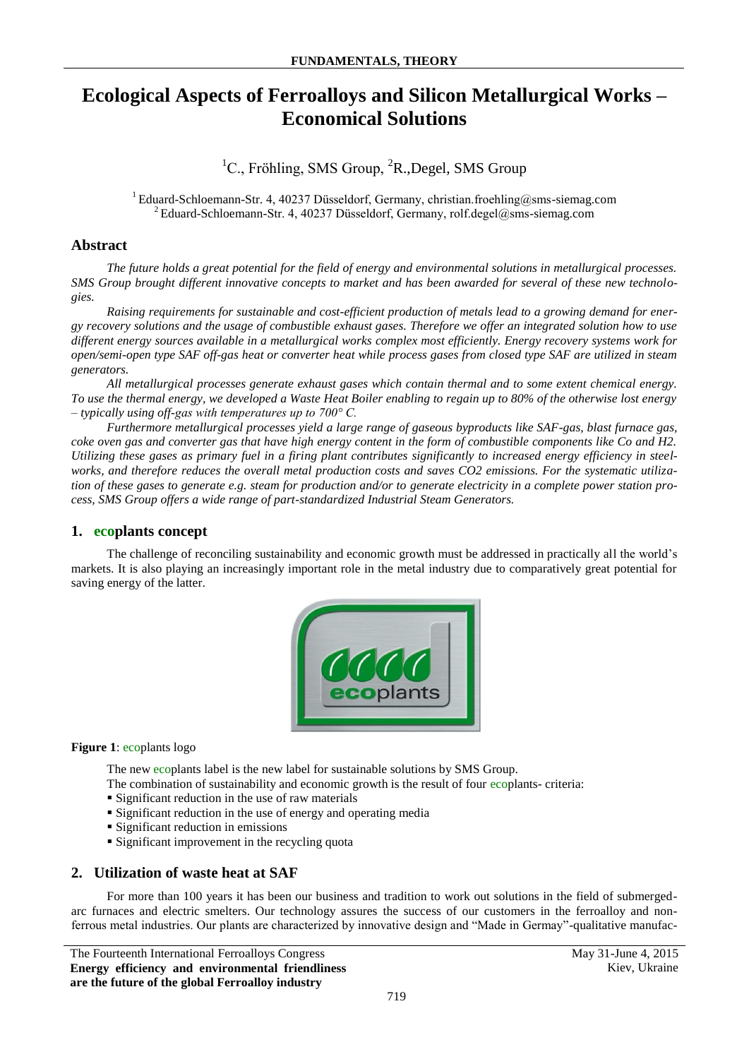# Ecological Aspects of Ferroalloys and Silicon Metallurgical Works – Economical Solutions

[1]C., Fröhling, SMS Group, [2]R.,Degel, SMS Group

[1] Eduard-Schloemann-Str. 4, 40237 Düsseldorf, Germany, christian.froehling@sms-siemag.com
[2] Eduard-Schloemann-Str. 4, 40237 Düsseldorf, Germany, rolf.degel@sms-siemag.com

## Abstract

*The future holds a great potential for the field of energy and environmental solutions in metallurgical processes. SMS Group brought different innovative concepts to market and has been awarded for several of these new technologies.*

*Raising requirements for sustainable and cost-efficient production of metals lead to a growing demand for energy recovery solutions and the usage of combustible exhaust gases. Therefore we offer an integrated solution how to use different energy sources available in a metallurgical works complex most efficiently. Energy recovery systems work for open/semi-open type SAF off-gas heat or converter heat while process gases from closed type SAF are utilized in steam generators.*

*All metallurgical processes generate exhaust gases which contain thermal and to some extent chemical energy. To use the thermal energy, we developed a Waste Heat Boiler enabling to regain up to 80% of the otherwise lost energy – typically using off-gas with temperatures up to 700° C.*

*Furthermore metallurgical processes yield a large range of gaseous byproducts like SAF-gas, blast furnace gas, coke oven gas and converter gas that have high energy content in the form of combustible components like Co and H2. Utilizing these gases as primary fuel in a firing plant contributes significantly to increased energy efficiency in steelworks, and therefore reduces the overall metal production costs and saves CO2 emissions. For the systematic utilization of these gases to generate e.g. steam for production and/or to generate electricity in a complete power station process, SMS Group offers a wide range of part-standardized Industrial Steam Generators.*

## 1. ecoplants concept

The challenge of reconciling sustainability and economic growth must be addressed in practically all the world's markets. It is also playing an increasingly important role in the metal industry due to comparatively great potential for saving energy of the latter.

**Figure 1**: ecoplants logo

The new ecoplants label is the new label for sustainable solutions by SMS Group.

The combination of sustainability and economic growth is the result of four ecoplants- criteria:

- Significant reduction in the use of raw materials
- Significant reduction in the use of energy and operating media
- Significant reduction in emissions
- Significant improvement in the recycling quota

## 2. Utilization of waste heat at SAF

For more than 100 years it has been our business and tradition to work out solutions in the field of submerged-arc furnaces and electric smelters. Our technology assures the success of our customers in the ferroalloy and non-ferrous metal industries. Our plants are characterized by innovative design and "Made in Germany"-qualitative manufac-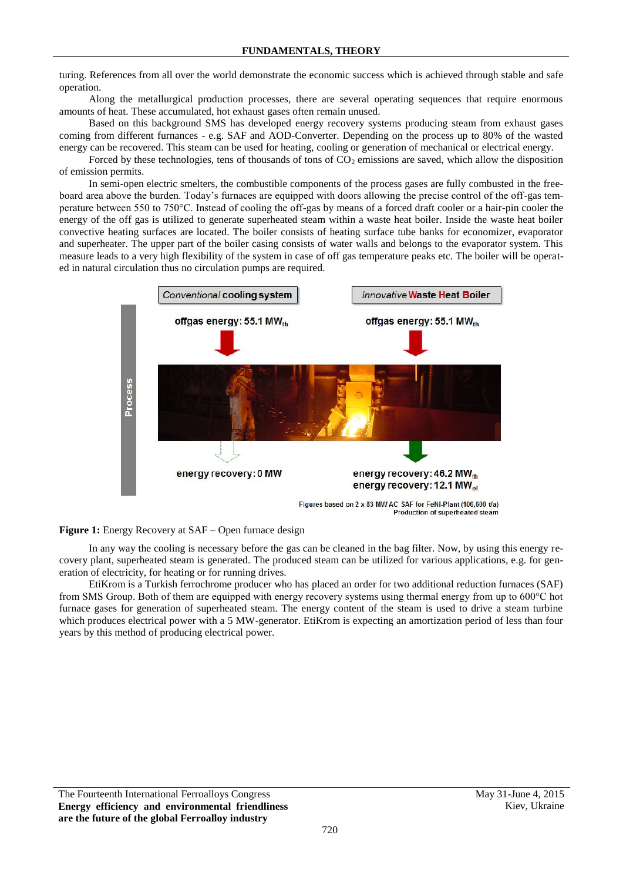turing. References from all over the world demonstrate the economic success which is achieved through stable and safe operation.

Along the metallurgical production processes, there are several operating sequences that require enormous amounts of heat. These accumulated, hot exhaust gases often remain unused.

Based on this background SMS has developed energy recovery systems producing steam from exhaust gases coming from different furnaces - e.g. SAF and AOD-Converter. Depending on the process up to 80% of the wasted energy can be recovered. This steam can be used for heating, cooling or generation of mechanical or electrical energy.

Forced by these technologies, tens of thousands of tons of $CO_2$ emissions are saved, which allow the disposition of emission permits.

In semi-open electric smelters, the combustible components of the process gases are fully combusted in the free-board area above the burden. Today's furnaces are equipped with doors allowing the precise control of the off-gas temperature between 550 to 750°C. Instead of cooling the off-gas by means of a forced draft cooler or a hair-pin cooler the energy of the off gas is utilized to generate superheated steam within a waste heat boiler. Inside the waste heat boiler convective heating surfaces are located. The boiler consists of heating surface tube banks for economizer, evaporator and superheater. The upper part of the boiler casing consists of water walls and belongs to the evaporator system. This measure leads to a very high flexibility of the system in case of off gas temperature peaks etc. The boiler will be operated in natural circulation thus no circulation pumps are required.

Conventional cooling system | Innovative Waste Heat Boiler

offgas energy: 55.1 $MW_{th}$ | offgas energy: 55.1 $MW_{th}$

Process

energy recovery: 0 MW | energy recovery: 46.2 $MW_{th}$, energy recovery: 12.1 $MW_{el}$

Figures based on 2 x 83 MW AC SAF for FeNi-Plant (106,600 t/a)
Production of superheated steam

**Figure 1:** Energy Recovery at SAF – Open furnace design

In any way the cooling is necessary before the gas can be cleaned in the bag filter. Now, by using this energy recovery plant, superheated steam is generated. The produced steam can be utilized for various applications, e.g. for generation of electricity, for heating or for running drives.

EtiKrom is a Turkish ferrochrome producer who has placed an order for two additional reduction furnaces (SAF) from SMS Group. Both of them are equipped with energy recovery systems using thermal energy from up to 600°C hot furnace gases for generation of superheated steam. The energy content of the steam is used to drive a steam turbine which produces electrical power with a 5 MW-generator. EtiKrom is expecting an amortization period of less than four years by this method of producing electrical power.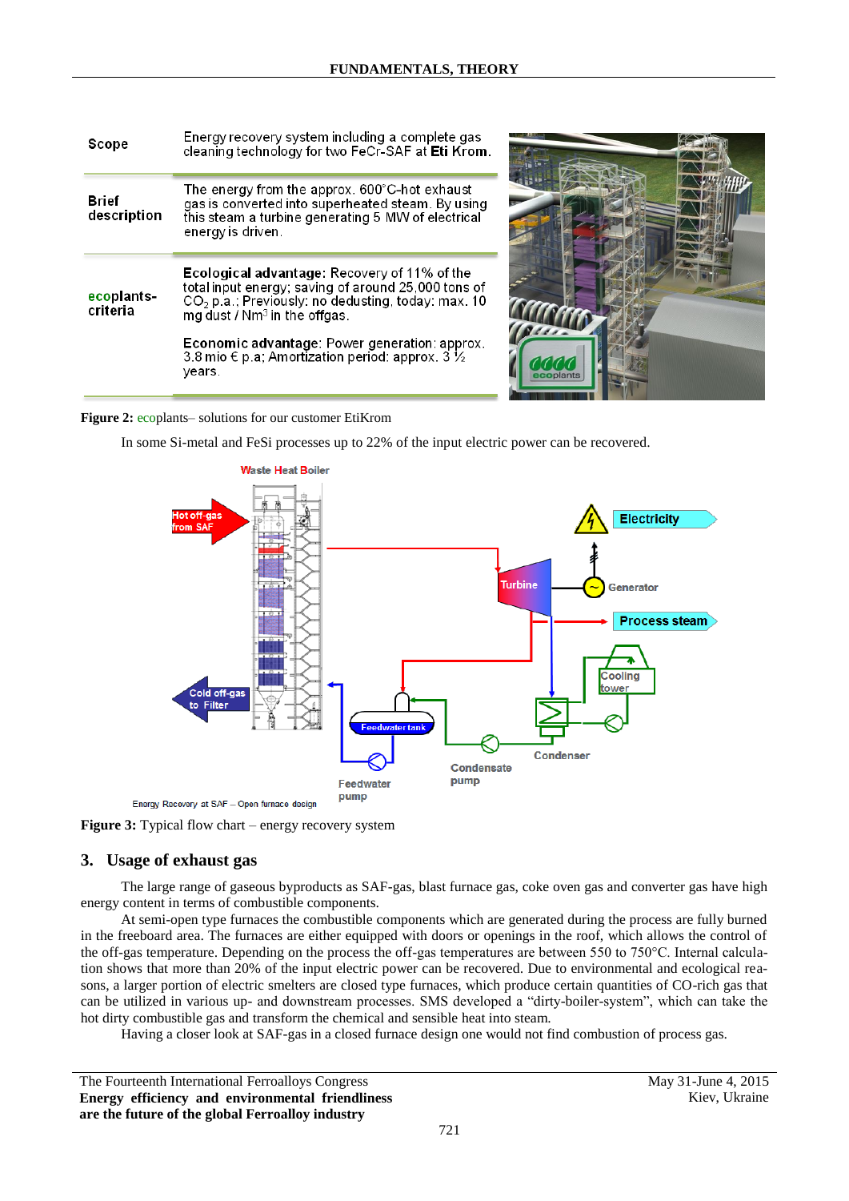| Scope | Energy recovery system including a complete gas cleaning technology for two FeCr-SAF at **Eti Krom**. |
|---|---|
| **Brief description** | The energy from the approx. 600°C-hot exhaust gas is converted into superheated steam. By using this steam a turbine generating 5 MW of electrical energy is driven. |
| **ecoplants-criteria** | **Ecological advantage:** Recovery of 11% of the total input energy; saving of around 25,000 tons of $CO_2$ p.a.; Previously: no dedusting, today: max. 10 mg dust / $Nm^3$ in the offgas. **Economic advantage:** Power generation: approx. 3.8 mio € p.a; Amortization period: approx. 3 ½ years. |

**Figure 2:** ecoplants– solutions for our customer EtiKrom

In some Si-metal and FeSi processes up to 22% of the input electric power can be recovered.

**Figure 3:** Typical flow chart – energy recovery system

## 3. Usage of exhaust gas

The large range of gaseous byproducts as SAF-gas, blast furnace gas, coke oven gas and converter gas have high energy content in terms of combustible components.

At semi-open type furnaces the combustible components which are generated during the process are fully burned in the freeboard area. The furnaces are either equipped with doors or openings in the roof, which allows the control of the off-gas temperature. Depending on the process the off-gas temperatures are between 550 to 750°C. Internal calculation shows that more than 20% of the input electric power can be recovered. Due to environmental and ecological reasons, a larger portion of electric smelters are closed type furnaces, which produce certain quantities of CO-rich gas that can be utilized in various up- and downstream processes. SMS developed a “dirty-boiler-system”, which can take the hot dirty combustible gas and transform the chemical and sensible heat into steam.

Having a closer look at SAF-gas in a closed furnace design one would not find combustion of process gas.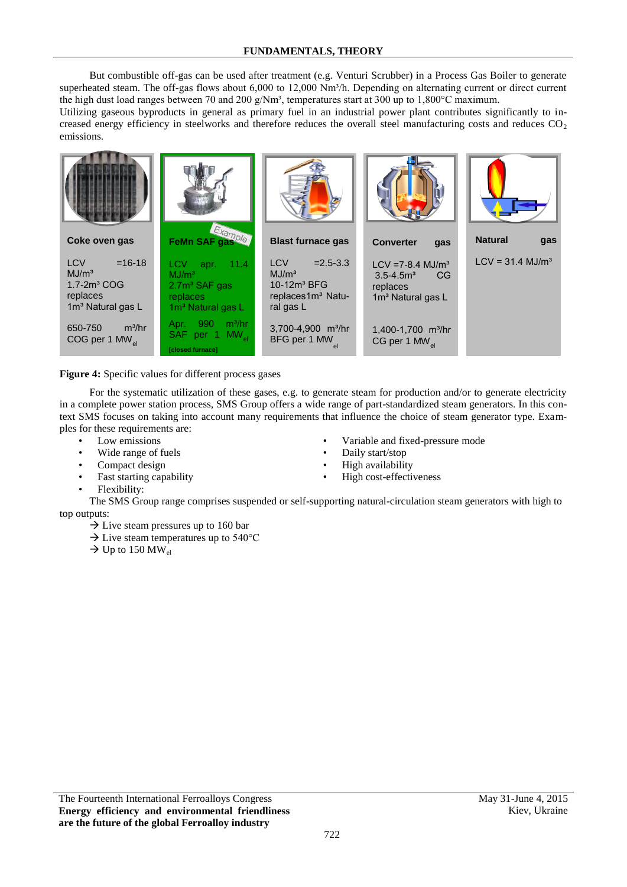But combustible off-gas can be used after treatment (e.g. Venturi Scrubber) in a Process Gas Boiler to generate superheated steam. The off-gas flows about 6,000 to 12,000 Nm³/h. Depending on alternating current or direct current the high dust load ranges between 70 and 200 g/Nm³, temperatures start at 300 up to 1,800°C maximum.

Utilizing gaseous byproducts in general as primary fuel in an industrial power plant contributes significantly to increased energy efficiency in steelworks and therefore reduces the overall steel manufacturing costs and reduces $CO_2$ emissions.

| Coke oven gas | FeMn SAF gas (Example) | Blast furnace gas | Converter gas | Natural gas |
|---|---|---|---|---|
| LCV =16-18 MJ/m³ | LCV apr. 11.4 MJ/m³ | LCV =2.5-3.3 MJ/m³ | LCV =7-8.4 MJ/m³ | LCV = 31.4 MJ/m³ |
| 1.7-2m³ COG replaces 1m³ Natural gas L | 2.7m³ SAF gas replaces 1m³ Natural gas L | 10-12m³ BFG replaces1m³ Natural gas L | 3.5-4.5m³ CG replaces 1m³ Natural gas L | |
| 650-750 m³/hr COG per 1 $MW_{el}$ | Apr. 990 m³/hr SAF per 1 $MW_{el}$ [closed furnace] | 3,700-4,900 m³/hr BFG per 1 $MW_{el}$ | 1,400-1,700 m³/hr CG per 1 $MW_{el}$ | |

**Figure 4:** Specific values for different process gases

For the systematic utilization of these gases, e.g. to generate steam for production and/or to generate electricity in a complete power station process, SMS Group offers a wide range of part-standardized steam generators. In this context SMS focuses on taking into account many requirements that influence the choice of steam generator type. Examples for these requirements are:

- Low emissions
- Wide range of fuels
- Compact design
- Fast starting capability
- Flexibility:
- Variable and fixed-pressure mode
- Daily start/stop
- High availability
- High cost-effectiveness

The SMS Group range comprises suspended or self-supporting natural-circulation steam generators with high to top outputs:

→ Live steam pressures up to 160 bar
→ Live steam temperatures up to 540°C
→ Up to 150 $MW_{el}$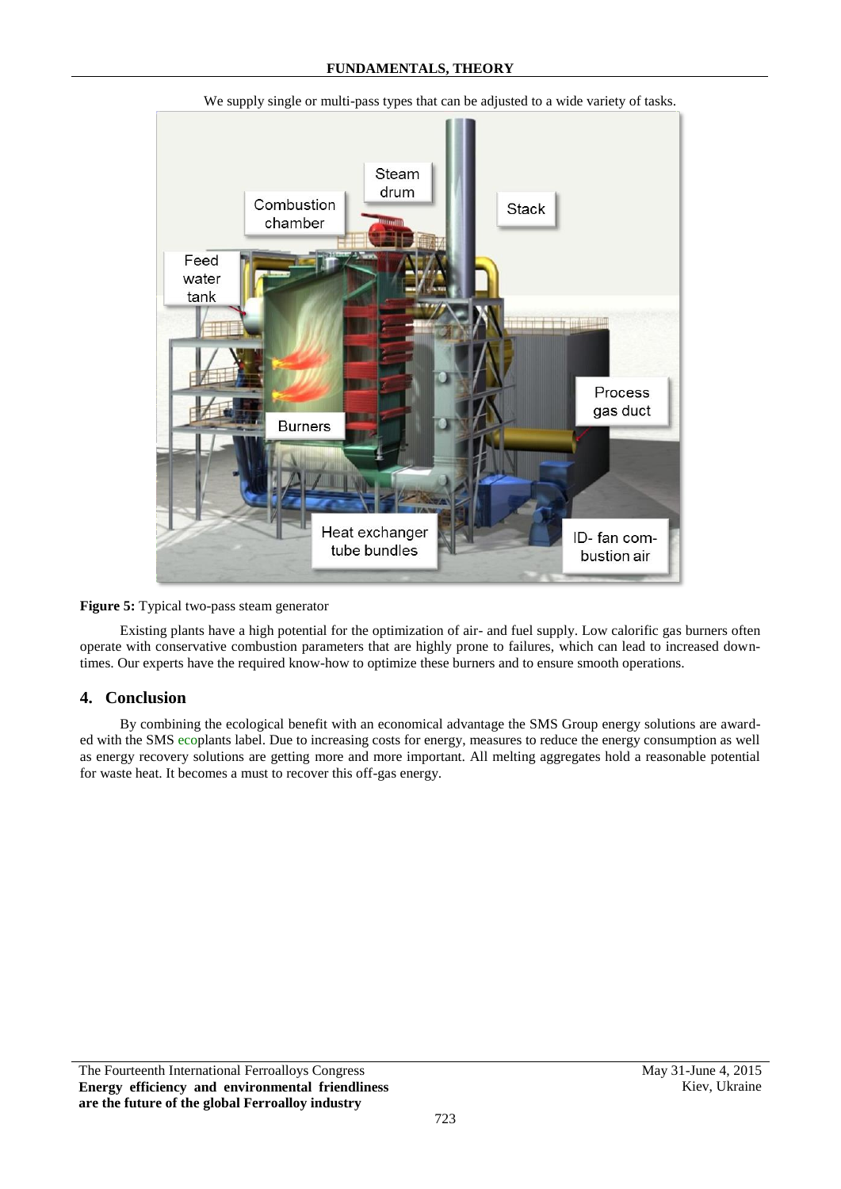We supply single or multi-pass types that can be adjusted to a wide variety of tasks.

Steam drum

Combustion chamber

Stack

Feed water tank

Process gas duct

Burners

Heat exchanger tube bundles

ID- fan combustion air

**Figure 5:** Typical two-pass steam generator

Existing plants have a high potential for the optimization of air- and fuel supply. Low calorific gas burners often operate with conservative combustion parameters that are highly prone to failures, which can lead to increased downtimes. Our experts have the required know-how to optimize these burners and to ensure smooth operations.

## 4. Conclusion

By combining the ecological benefit with an economical advantage the SMS Group energy solutions are awarded with the SMS ecoplants label. Due to increasing costs for energy, measures to reduce the energy consumption as well as energy recovery solutions are getting more and more important. All melting aggregates hold a reasonable potential for waste heat. It becomes a must to recover this off-gas energy.